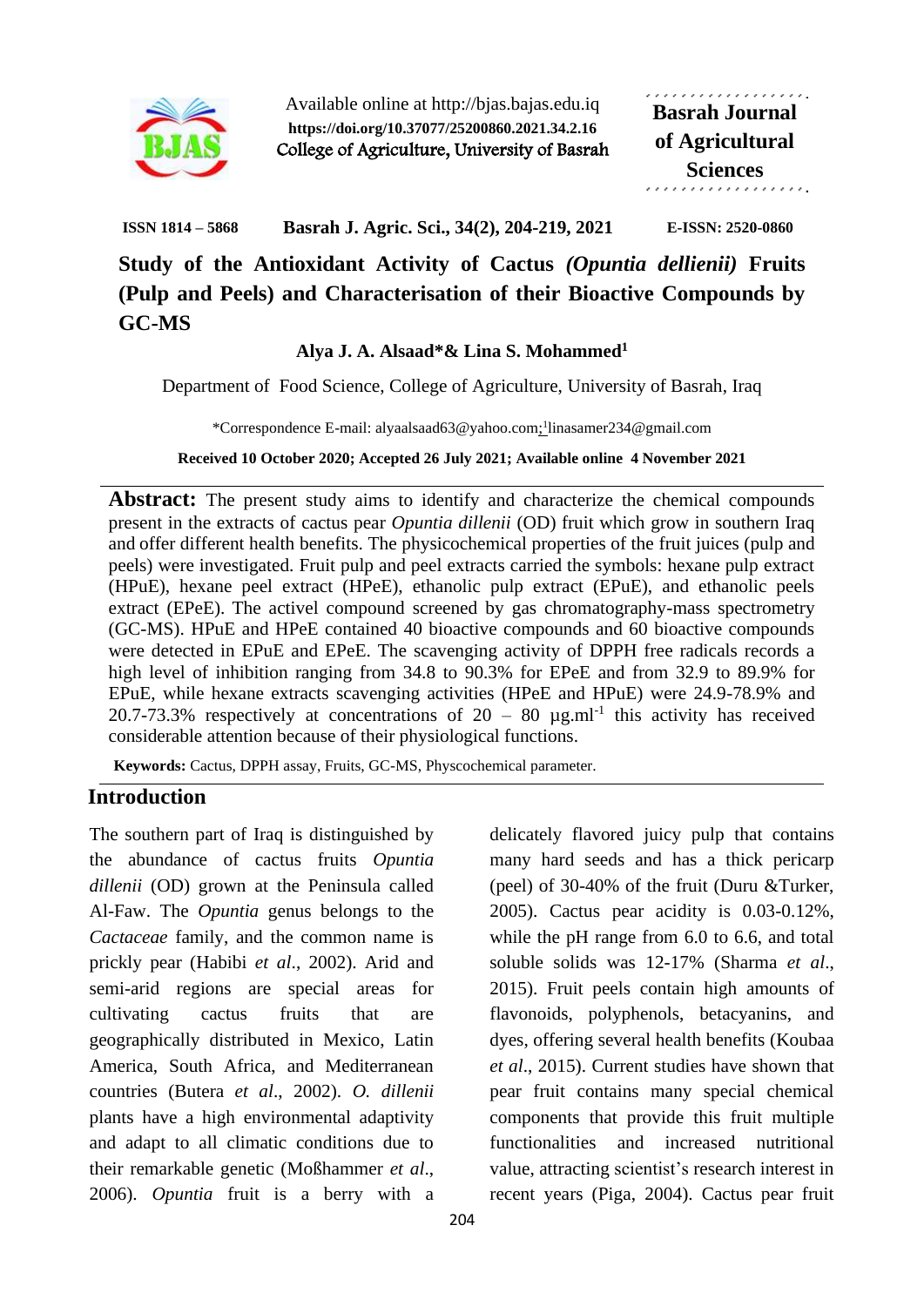Available online at http://bjas.bajas.edu.iq
**https://doi.org/10.37077/25200860.2021.34.2.16**
College of Agriculture, University of Basrah

**Basrah Journal of Agricultural Sciences**

**ISSN 1814 – 5868** **Basrah J. Agric. Sci., 34(2), 204-219, 2021** **E-ISSN: 2520-0860**

# Study of the Antioxidant Activity of Cactus *(Opuntia dellienii)* Fruits (Pulp and Peels) and Characterisation of their Bioactive Compounds by GC-MS

**Alya J. A. Alsaad*& Lina S. Mohammed[1]**

Department of Food Science, College of Agriculture, University of Basrah, Iraq

*Correspondence E-mail: alyaalsaad63@yahoo.com;[1]linasamer234@gmail.com

**Received 10 October 2020; Accepted 26 July 2021; Available online 4 November 2021**

**Abstract:** The present study aims to identify and characterize the chemical compounds present in the extracts of cactus pear *Opuntia dillenii* (OD) fruit which grow in southern Iraq and offer different health benefits. The physicochemical properties of the fruit juices (pulp and peels) were investigated. Fruit pulp and peel extracts carried the symbols: hexane pulp extract (HPuE), hexane peel extract (HPeE), ethanolic pulp extract (EPuE), and ethanolic peels extract (EPeE). The activel compound screened by gas chromatography-mass spectrometry (GC-MS). HPuE and HPeE contained 40 bioactive compounds and 60 bioactive compounds were detected in EPuE and EPeE. The scavenging activity of DPPH free radicals records a high level of inhibition ranging from 34.8 to 90.3% for EPeE and from 32.9 to 89.9% for EPuE, while hexane extracts scavenging activities (HPeE and HPuE) were 24.9-78.9% and 20.7-73.3% respectively at concentrations of 20 – 80 µg.ml$^{-1}$ this activity has received considerable attention because of their physiological functions.

**Keywords:** Cactus, DPPH assay, Fruits, GC-MS, Physcochemical parameter.

## Introduction

The southern part of Iraq is distinguished by the abundance of cactus fruits *Opuntia dillenii* (OD) grown at the Peninsula called Al-Faw. The *Opuntia* genus belongs to the *Cactaceae* family, and the common name is prickly pear (Habibi *et al*., 2002). Arid and semi-arid regions are special areas for cultivating cactus fruits that are geographically distributed in Mexico, Latin America, South Africa, and Mediterranean countries (Butera *et al*., 2002). *O. dillenii* plants have a high environmental adaptivity and adapt to all climatic conditions due to their remarkable genetic (Moßhammer *et al*., 2006). *Opuntia* fruit is a berry with a delicately flavored juicy pulp that contains many hard seeds and has a thick pericarp (peel) of 30-40% of the fruit (Duru &Turker, 2005). Cactus pear acidity is 0.03-0.12%, while the pH range from 6.0 to 6.6, and total soluble solids was 12-17% (Sharma *et al*., 2015). Fruit peels contain high amounts of flavonoids, polyphenols, betacyanins, and dyes, offering several health benefits (Koubaa *et al*., 2015). Current studies have shown that pear fruit contains many special chemical components that provide this fruit multiple functionalities and increased nutritional value, attracting scientist's research interest in recent years (Piga, 2004). Cactus pear fruit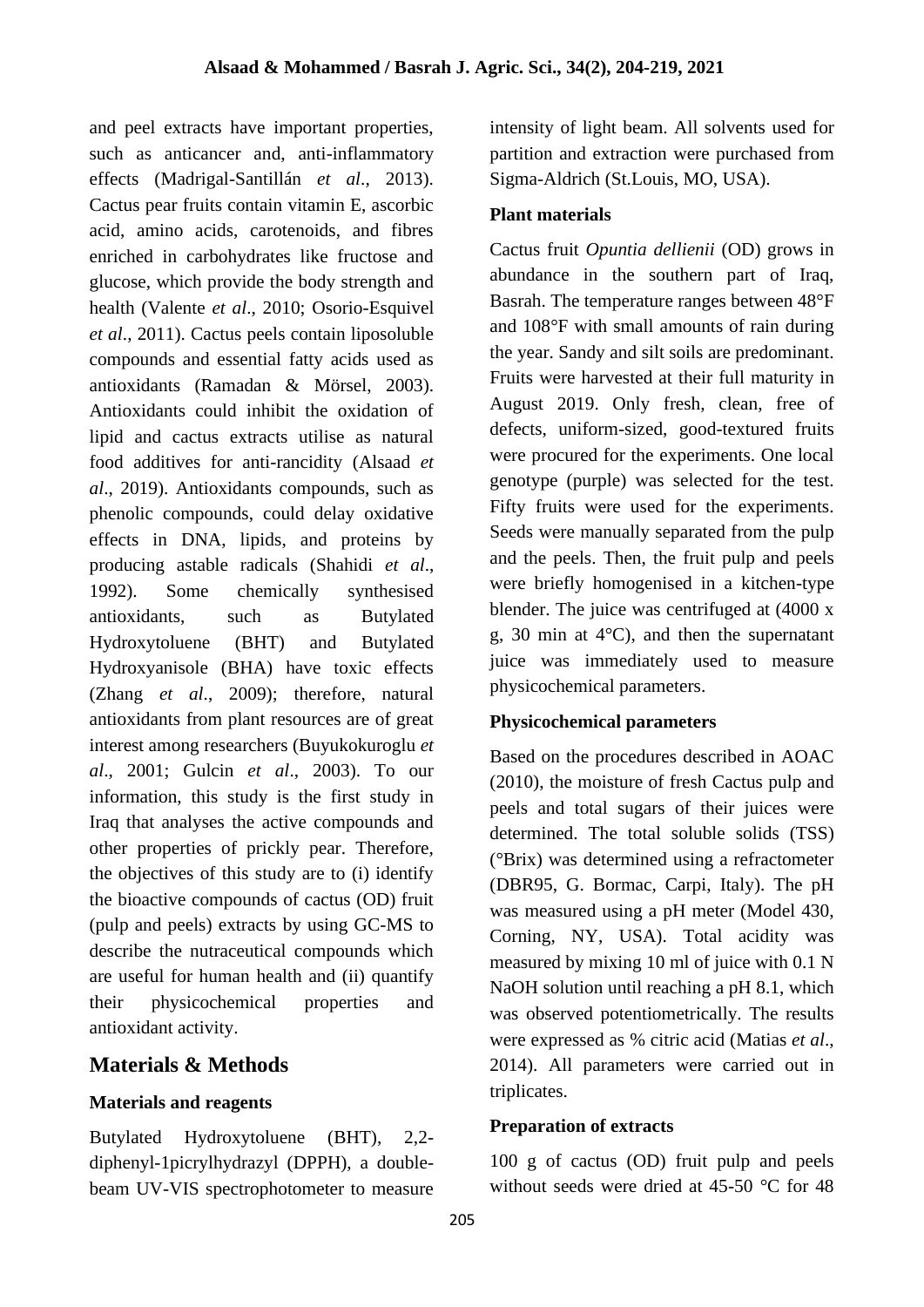and peel extracts have important properties, such as anticancer and, anti-inflammatory effects (Madrigal-Santillán *et al*., 2013). Cactus pear fruits contain vitamin E, ascorbic acid, amino acids, carotenoids, and fibres enriched in carbohydrates like fructose and glucose, which provide the body strength and health (Valente *et al*., 2010; Osorio-Esquivel *et al*., 2011). Cactus peels contain liposoluble compounds and essential fatty acids used as antioxidants (Ramadan & Mörsel, 2003). Antioxidants could inhibit the oxidation of lipid and cactus extracts utilise as natural food additives for anti-rancidity (Alsaad *et al*., 2019). Antioxidants compounds, such as phenolic compounds, could delay oxidative effects in DNA, lipids, and proteins by producing astable radicals (Shahidi *et al*., 1992). Some chemically synthesised antioxidants, such as Butylated Hydroxytoluene (BHT) and Butylated Hydroxyanisole (BHA) have toxic effects (Zhang *et al*., 2009); therefore, natural antioxidants from plant resources are of great interest among researchers (Buyukokuroglu *et al*., 2001; Gulcin *et al*., 2003). To our information, this study is the first study in Iraq that analyses the active compounds and other properties of prickly pear. Therefore, the objectives of this study are to (i) identify the bioactive compounds of cactus (OD) fruit (pulp and peels) extracts by using GC-MS to describe the nutraceutical compounds which are useful for human health and (ii) quantify their physicochemical properties and antioxidant activity.

## Materials & Methods

### Materials and reagents

Butylated Hydroxytoluene (BHT), 2,2-diphenyl-1picrylhydrazyl (DPPH), a double-beam UV-VIS spectrophotometer to measure intensity of light beam. All solvents used for partition and extraction were purchased from Sigma-Aldrich (St.Louis, MO, USA).

### Plant materials

Cactus fruit *Opuntia dellienii* (OD) grows in abundance in the southern part of Iraq, Basrah. The temperature ranges between 48°F and 108°F with small amounts of rain during the year. Sandy and silt soils are predominant. Fruits were harvested at their full maturity in August 2019. Only fresh, clean, free of defects, uniform-sized, good-textured fruits were procured for the experiments. One local genotype (purple) was selected for the test. Fifty fruits were used for the experiments. Seeds were manually separated from the pulp and the peels. Then, the fruit pulp and peels were briefly homogenised in a kitchen-type blender. The juice was centrifuged at (4000 x g, 30 min at 4°C), and then the supernatant juice was immediately used to measure physicochemical parameters.

### Physicochemical parameters

Based on the procedures described in AOAC (2010), the moisture of fresh Cactus pulp and peels and total sugars of their juices were determined. The total soluble solids (TSS) (°Brix) was determined using a refractometer (DBR95, G. Bormac, Carpi, Italy). The pH was measured using a pH meter (Model 430, Corning, NY, USA). Total acidity was measured by mixing 10 ml of juice with 0.1 N NaOH solution until reaching a pH 8.1, which was observed potentiometrically. The results were expressed as % citric acid (Matias *et al*., 2014). All parameters were carried out in triplicates.

### Preparation of extracts

100 g of cactus (OD) fruit pulp and peels without seeds were dried at 45-50 °C for 48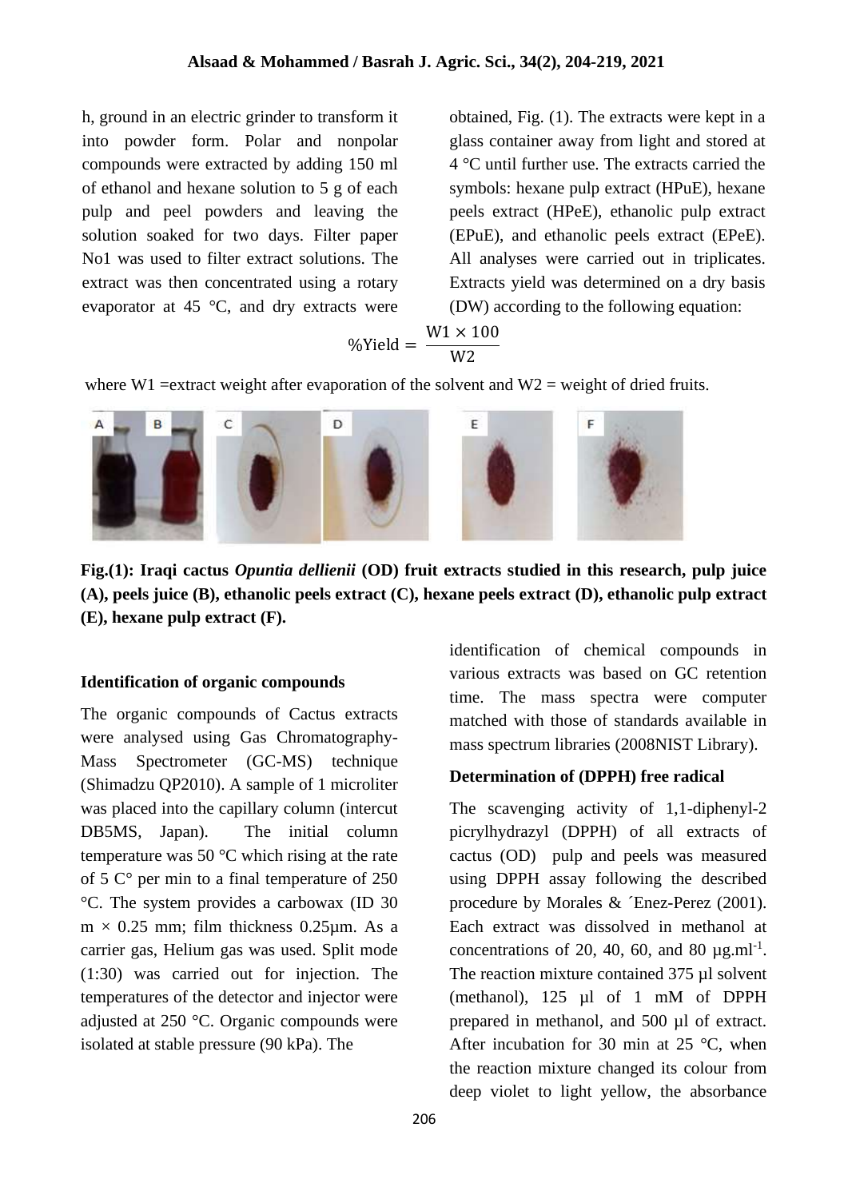h, ground in an electric grinder to transform it into powder form. Polar and nonpolar compounds were extracted by adding 150 ml of ethanol and hexane solution to 5 g of each pulp and peel powders and leaving the solution soaked for two days. Filter paper No1 was used to filter extract solutions. The extract was then concentrated using a rotary evaporator at 45 °C, and dry extracts were obtained, Fig. (1). The extracts were kept in a glass container away from light and stored at 4 °C until further use. The extracts carried the symbols: hexane pulp extract (HPuE), hexane peels extract (HPeE), ethanolic pulp extract (EPuE), and ethanolic peels extract (EPeE). All analyses were carried out in triplicates. Extracts yield was determined on a dry basis (DW) according to the following equation:

$$\%\text{Yield} = \frac{\text{W1} \times 100}{\text{W2}}$$

where W1 =extract weight after evaporation of the solvent and W2 = weight of dried fruits.

A B C D E F

**Fig.(1): Iraqi cactus *Opuntia dellienii* (OD) fruit extracts studied in this research, pulp juice (A), peels juice (B), ethanolic peels extract (C), hexane peels extract (D), ethanolic pulp extract (E), hexane pulp extract (F).**

#### Identification of organic compounds

The organic compounds of Cactus extracts were analysed using Gas Chromatography-Mass Spectrometer (GC-MS) technique (Shimadzu QP2010). A sample of 1 microliter was placed into the capillary column (intercut DB5MS, Japan). The initial column temperature was 50 °C which rising at the rate of 5 C° per min to a final temperature of 250 °C. The system provides a carbowax (ID 30 m × 0.25 mm; film thickness 0.25µm. As a carrier gas, Helium gas was used. Split mode (1:30) was carried out for injection. The temperatures of the detector and injector were adjusted at 250 °C. Organic compounds were isolated at stable pressure (90 kPa). The identification of chemical compounds in various extracts was based on GC retention time. The mass spectra were computer matched with those of standards available in mass spectrum libraries (2008NIST Library).

#### Determination of (DPPH) free radical

The scavenging activity of 1,1-diphenyl-2 picrylhydrazyl (DPPH) of all extracts of cactus (OD) pulp and peels was measured using DPPH assay following the described procedure by Morales & ´Enez-Perez (2001). Each extract was dissolved in methanol at concentrations of 20, 40, 60, and 80 µg.ml$^{-1}$. The reaction mixture contained 375 µl solvent (methanol), 125 µl of 1 mM of DPPH prepared in methanol, and 500 µl of extract. After incubation for 30 min at 25 °C, when the reaction mixture changed its colour from deep violet to light yellow, the absorbance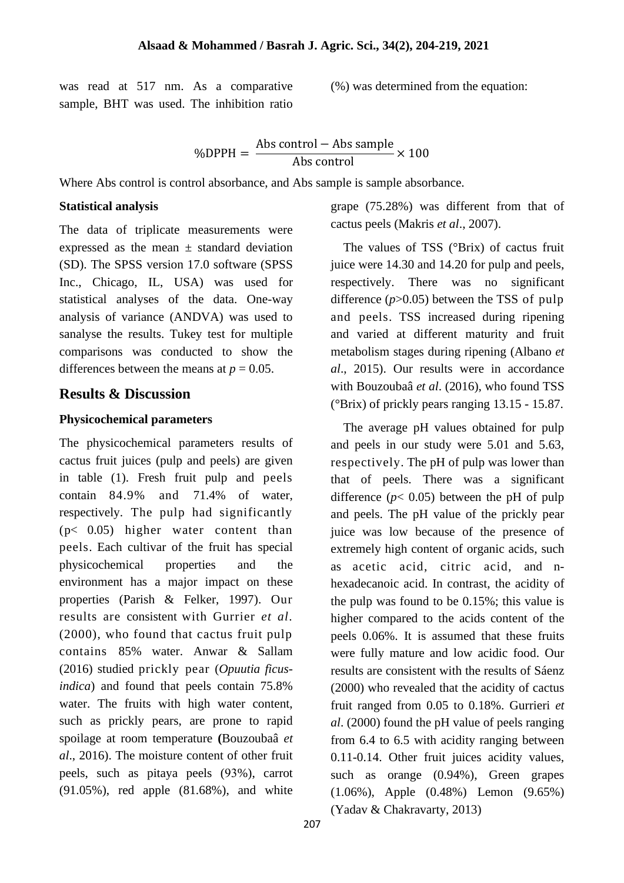was read at 517 nm. As a comparative sample, BHT was used. The inhibition ratio (%) was determined from the equation:

$$\%\text{DPPH} = \frac{\text{Abs control} - \text{Abs sample}}{\text{Abs control}} \times 100$$

Where Abs control is control absorbance, and Abs sample is sample absorbance.

### Statistical analysis

The data of triplicate measurements were expressed as the mean ± standard deviation (SD). The SPSS version 17.0 software (SPSS Inc., Chicago, IL, USA) was used for statistical analyses of the data. One-way analysis of variance (ANDVA) was used to sanalyse the results. Tukey test for multiple comparisons was conducted to show the differences between the means at $p = 0.05$.

## Results & Discussion

### Physicochemical parameters

The physicochemical parameters results of cactus fruit juices (pulp and peels) are given in table (1). Fresh fruit pulp and peels contain 84.9% and 71.4% of water, respectively. The pulp had significantly ($p< 0.05$) higher water content than peels. Each cultivar of the fruit has special physicochemical properties and the environment has a major impact on these properties (Parish & Felker, 1997). Our results are consistent with Gurrier *et al.* (2000), who found that cactus fruit pulp contains 85% water. Anwar & Sallam (2016) studied prickly pear (*Opuutia ficus-indica*) and found that peels contain 75.8% water. The fruits with high water content, such as prickly pears, are prone to rapid spoilage at room temperature **(**Bouzoubaâ *et al*., 2016). The moisture content of other fruit peels, such as pitaya peels (93%), carrot (91.05%), red apple (81.68%), and white grape (75.28%) was different from that of cactus peels (Makris *et al*., 2007).

The values of TSS (°Brix) of cactus fruit juice were 14.30 and 14.20 for pulp and peels, respectively. There was no significant difference ($p>0.05$) between the TSS of pulp and peels. TSS increased during ripening and varied at different maturity and fruit metabolism stages during ripening (Albano *et al*., 2015). Our results were in accordance with Bouzoubaâ *et al*. (2016), who found TSS (°Brix) of prickly pears ranging 13.15 - 15.87.

The average pH values obtained for pulp and peels in our study were 5.01 and 5.63, respectively. The pH of pulp was lower than that of peels. There was a significant difference ($p< 0.05$) between the pH of pulp and peels. The pH value of the prickly pear juice was low because of the presence of extremely high content of organic acids, such as acetic acid, citric acid, and n-hexadecanoic acid. In contrast, the acidity of the pulp was found to be 0.15%; this value is higher compared to the acids content of the peels 0.06%. It is assumed that these fruits were fully mature and low acidic food. Our results are consistent with the results of Sáenz (2000) who revealed that the acidity of cactus fruit ranged from 0.05 to 0.18%. Gurrieri *et al*. (2000) found the pH value of peels ranging from 6.4 to 6.5 with acidity ranging between 0.11-0.14. Other fruit juices acidity values, such as orange (0.94%), Green grapes (1.06%), Apple (0.48%) Lemon (9.65%) (Yadav & Chakravarty, 2013)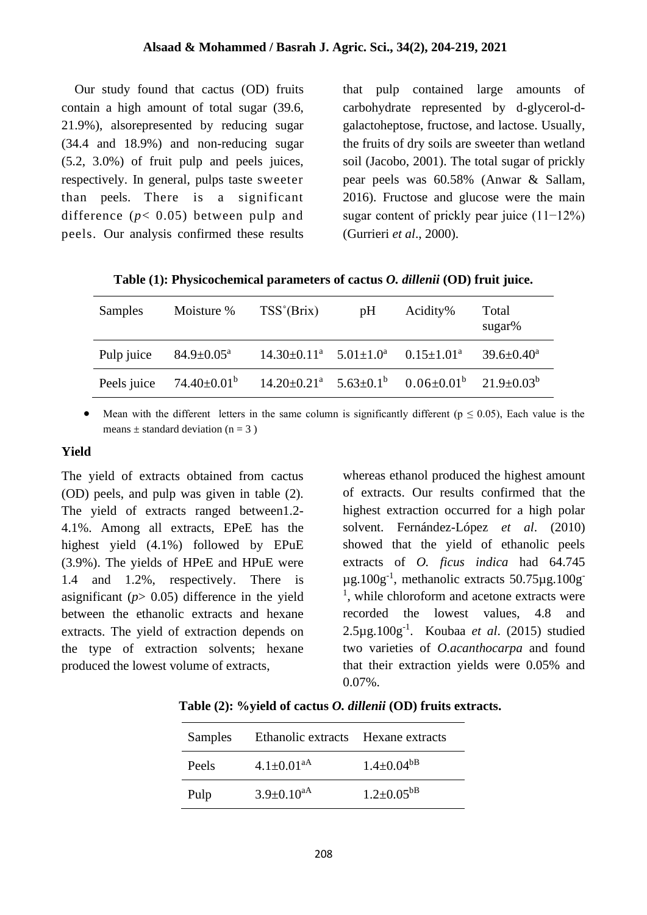Our study found that cactus (OD) fruits contain a high amount of total sugar (39.6, 21.9%), alsorepresented by reducing sugar (34.4 and 18.9%) and non-reducing sugar (5.2, 3.0%) of fruit pulp and peels juices, respectively. In general, pulps taste sweeter than peels. There is a significant difference ($p < 0.05$) between pulp and peels. Our analysis confirmed these results that pulp contained large amounts of carbohydrate represented by d-glycerol-d-galactoheptose, fructose, and lactose. Usually, the fruits of dry soils are sweeter than wetland soil (Jacobo, 2001). The total sugar of prickly pear peels was 60.58% (Anwar & Sallam, 2016). Fructose and glucose were the main sugar content of prickly pear juice (11−12%) (Gurrieri *et al*., 2000).

**Table (1): Physicochemical parameters of cactus *O. dillenii* (OD) fruit juice.**

| Samples | Moisture % | TSS˚(Brix) | pH | Acidity% | Total sugar% |
|---|---|---|---|---|---|
| Pulp juice | $84.9{\pm}0.05^{a}$ | $14.30{\pm}0.11^{a}$ | $5.01{\pm}1.0^{a}$ | $0.15{\pm}1.01^{a}$ | $39.6{\pm}0.40^{a}$ |
| Peels juice | $74.40{\pm}0.01^{b}$ | $14.20{\pm}0.21^{a}$ | $5.63{\pm}0.1^{b}$ | $0.06{\pm}0.01^{b}$ | $21.9{\pm}0.03^{b}$ |

- Mean with the different letters in the same column is significantly different ($p \leq 0.05$), Each value is the means ± standard deviation (n = 3 )

**Yield**

The yield of extracts obtained from cactus (OD) peels, and pulp was given in table (2). The yield of extracts ranged between1.2-4.1%. Among all extracts, EPeE has the highest yield (4.1%) followed by EPuE (3.9%). The yields of HPeE and HPuE were 1.4 and 1.2%, respectively. There is asignificant ($p > 0.05$) difference in the yield between the ethanolic extracts and hexane extracts. The yield of extraction depends on the type of extraction solvents; hexane produced the lowest volume of extracts, whereas ethanol produced the highest amount of extracts. Our results confirmed that the highest extraction occurred for a high polar solvent. Fernández-López *et al*. (2010) showed that the yield of ethanolic peels extracts of *O. ficus indica* had 64.745 $\mu g.100g^{-1}$, methanolic extracts $50.75\mu g.100g^{-1}$, while chloroform and acetone extracts were recorded the lowest values, 4.8 and $2.5\mu g.100g^{-1}$. Koubaa *et al*. (2015) studied two varieties of *O.acanthocarpa* and found that their extraction yields were 0.05% and 0.07%.

**Table (2): %yield of cactus *O. dillenii* (OD) fruits extracts.**

| Samples | Ethanolic extracts | Hexane extracts |
|---|---|---|
| Peels | $4.1{\pm}0.01^{aA}$ | $1.4{\pm}0.04^{bB}$ |
| Pulp | $3.9{\pm}0.10^{aA}$ | $1.2{\pm}0.05^{bB}$ |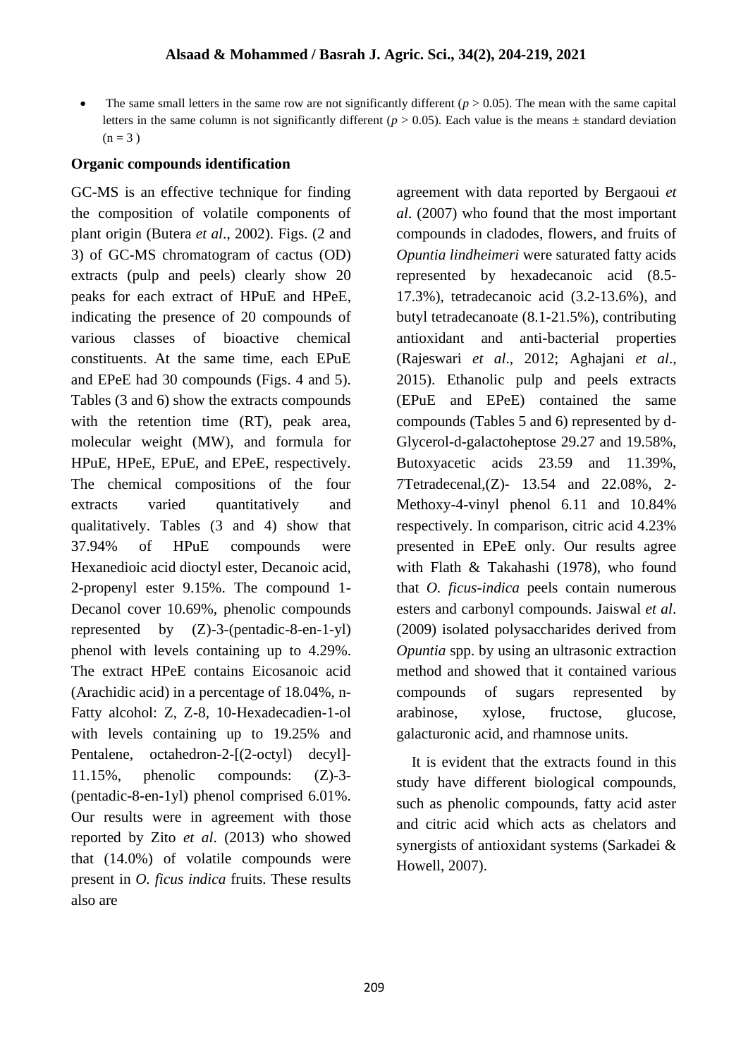- The same small letters in the same row are not significantly different ($p > 0.05$). The mean with the same capital letters in the same column is not significantly different ($p > 0.05$). Each value is the means ± standard deviation (n = 3 )

**Organic compounds identification**

GC-MS is an effective technique for finding the composition of volatile components of plant origin (Butera *et al*., 2002). Figs. (2 and 3) of GC-MS chromatogram of cactus (OD) extracts (pulp and peels) clearly show 20 peaks for each extract of HPuE and HPeE, indicating the presence of 20 compounds of various classes of bioactive chemical constituents. At the same time, each EPuE and EPeE had 30 compounds (Figs. 4 and 5). Tables (3 and 6) show the extracts compounds with the retention time (RT), peak area, molecular weight (MW), and formula for HPuE, HPeE, EPuE, and EPeE, respectively. The chemical compositions of the four extracts varied quantitatively and qualitatively. Tables (3 and 4) show that 37.94% of HPuE compounds were Hexanedioic acid dioctyl ester, Decanoic acid, 2-propenyl ester 9.15%. The compound 1-Decanol cover 10.69%, phenolic compounds represented by (Z)-3-(pentadic-8-en-1-yl) phenol with levels containing up to 4.29%. The extract HPeE contains Eicosanoic acid (Arachidic acid) in a percentage of 18.04%, n-Fatty alcohol: Z, Z-8, 10-Hexadecadien-1-ol with levels containing up to 19.25% and Pentalene, octahedron-2-[(2-octyl) decyl]- 11.15%, phenolic compounds: (Z)-3-(pentadic-8-en-1yl) phenol comprised 6.01%. Our results were in agreement with those reported by Zito *et al*. (2013) who showed that (14.0%) of volatile compounds were present in *O. ficus indica* fruits. These results also are agreement with data reported by Bergaoui *et al*. (2007) who found that the most important compounds in cladodes, flowers, and fruits of *Opuntia lindheimeri* were saturated fatty acids represented by hexadecanoic acid (8.5-17.3%), tetradecanoic acid (3.2-13.6%), and butyl tetradecanoate (8.1-21.5%), contributing antioxidant and anti-bacterial properties (Rajeswari *et al*., 2012; Aghajani *et al*., 2015). Ethanolic pulp and peels extracts (EPuE and EPeE) contained the same compounds (Tables 5 and 6) represented by d-Glycerol-d-galactoheptose 29.27 and 19.58%, Butoxyacetic acids 23.59 and 11.39%, 7Tetradecenal,(Z)- 13.54 and 22.08%, 2-Methoxy-4-vinyl phenol 6.11 and 10.84% respectively. In comparison, citric acid 4.23% presented in EPeE only. Our results agree with Flath & Takahashi (1978), who found that *O. ficus-indica* peels contain numerous esters and carbonyl compounds. Jaiswal *et al*. (2009) isolated polysaccharides derived from *Opuntia* spp. by using an ultrasonic extraction method and showed that it contained various compounds of sugars represented by arabinose, xylose, fructose, glucose, galacturonic acid, and rhamnose units.

It is evident that the extracts found in this study have different biological compounds, such as phenolic compounds, fatty acid aster and citric acid which acts as chelators and synergists of antioxidant systems (Sarkadei & Howell, 2007).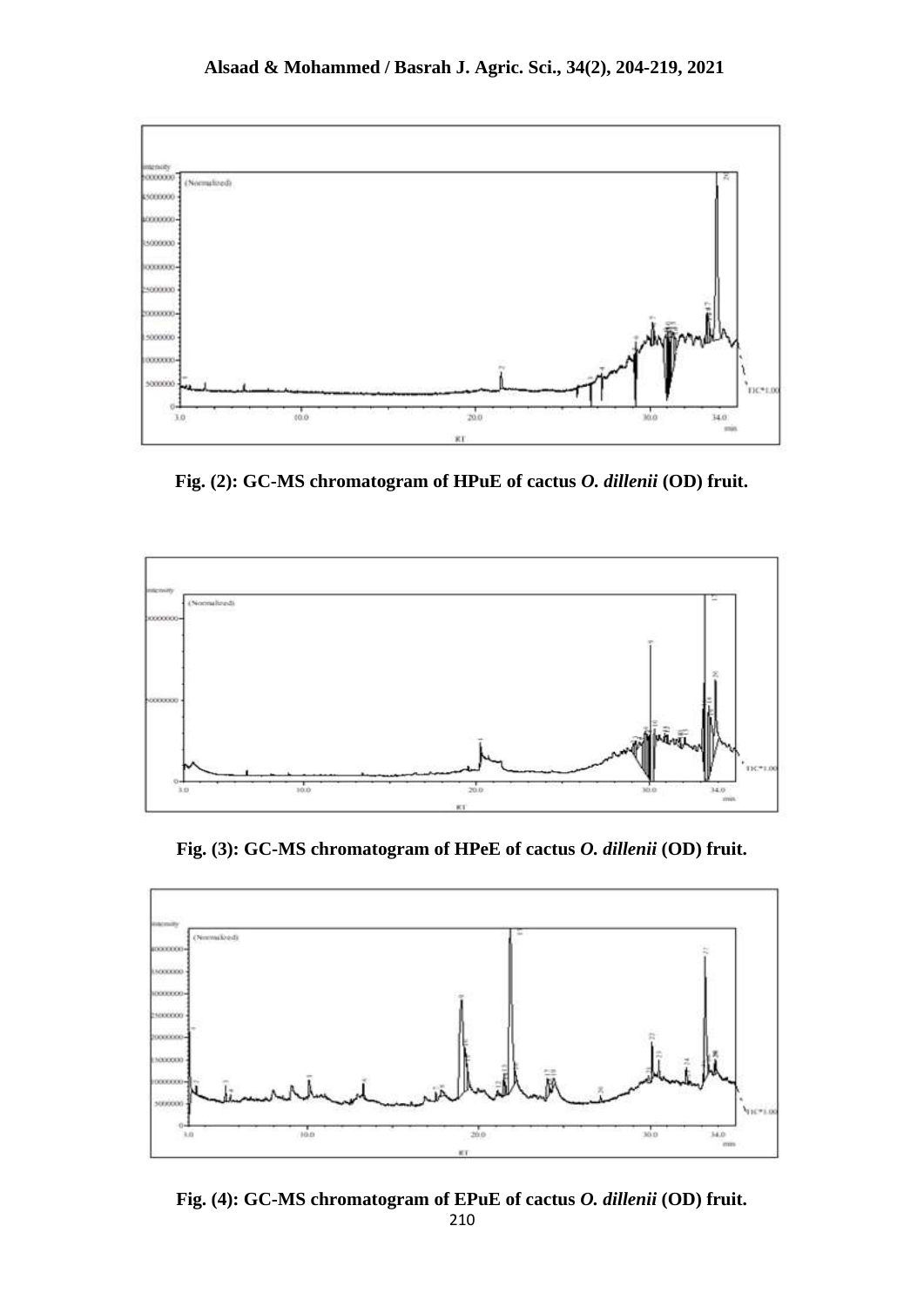(Normalized)

Intensity

50000000

45000000

40000000

35000000

30000000

25000000

20000000

15000000

10000000

5000000

0

3.0 10.0 20.0 30.0 34.0

min

RT

TIC*1.00

**Fig. (2): GC-MS chromatogram of HPuE of cactus *O. dillenii* (OD) fruit.**

(Normalized)

Intensity

100000000

50000000

0

3.0 10.0 20.0 30.0 34.0

min

RT

TIC*1.00

**Fig. (3): GC-MS chromatogram of HPeE of cactus *O. dillenii* (OD) fruit.**

(Normalized)

Intensity

40000000

35000000

30000000

25000000

20000000

15000000

10000000

5000000

0

3.0 10.0 20.0 30.0 34.0

min

RT

TIC*1.00

**Fig. (4): GC-MS chromatogram of EPuE of cactus *O. dillenii* (OD) fruit.**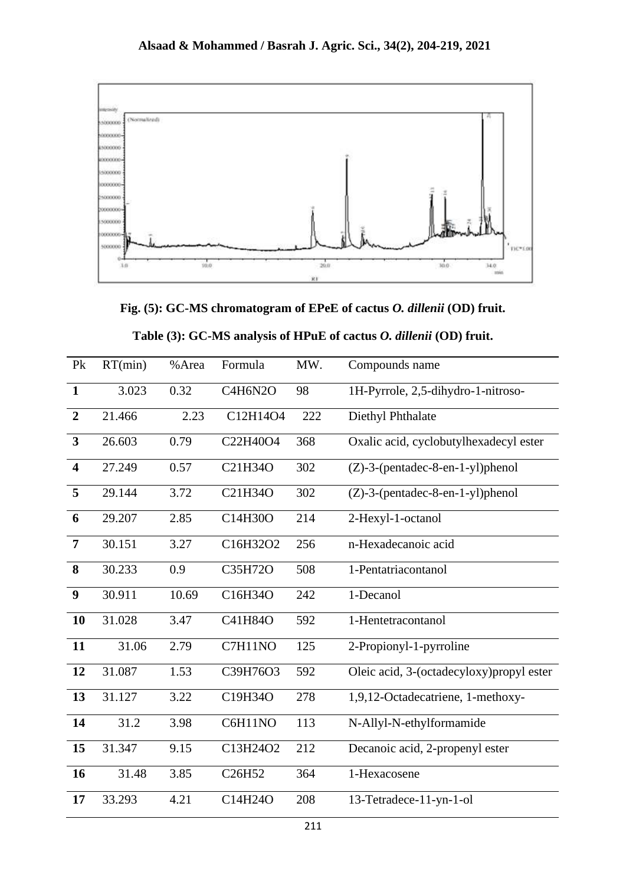Intensity
(Normalized)
TIC*1.00
RT
min

Fig. (5): GC-MS chromatogram of EPeE of cactus *O. dillenii* (OD) fruit.

**Table (3): GC-MS analysis of HPuE of cactus *O. dillenii* (OD) fruit.**

| Pk | RT(min) | %Area | Formula | MW. | Compounds name |
|---|---|---|---|---|---|
| **1** | 3.023 | 0.32 | $C_4H_6N_2O$ | 98 | 1H-Pyrrole, 2,5-dihydro-1-nitroso- |
| **2** | 21.466 | 2.23 | $C_{12}H_{14}O_4$ | 222 | Diethyl Phthalate |
| **3** | 26.603 | 0.79 | $C_{22}H_{40}O_4$ | 368 | Oxalic acid, cyclobutylhexadecyl ester |
| **4** | 27.249 | 0.57 | $C_{21}H_{34}O$ | 302 | (Z)-3-(pentadec-8-en-1-yl)phenol |
| **5** | 29.144 | 3.72 | $C_{21}H_{34}O$ | 302 | (Z)-3-(pentadec-8-en-1-yl)phenol |
| **6** | 29.207 | 2.85 | $C_{14}H_{30}O$ | 214 | 2-Hexyl-1-octanol |
| **7** | 30.151 | 3.27 | $C_{16}H_{32}O_2$ | 256 | n-Hexadecanoic acid |
| **8** | 30.233 | 0.9 | $C_{35}H_{72}O$ | 508 | 1-Pentatriacontanol |
| **9** | 30.911 | 10.69 | $C_{16}H_{34}O$ | 242 | 1-Decanol |
| **10** | 31.028 | 3.47 | $C_{41}H_{84}O$ | 592 | 1-Hentetracontanol |
| **11** | 31.06 | 2.79 | $C_7H_{11}NO$ | 125 | 2-Propionyl-1-pyrroline |
| **12** | 31.087 | 1.53 | $C_{39}H_{76}O_3$ | 592 | Oleic acid, 3-(octadecyloxy)propyl ester |
| **13** | 31.127 | 3.22 | $C_{19}H_{34}O$ | 278 | 1,9,12-Octadecatriene, 1-methoxy- |
| **14** | 31.2 | 3.98 | $C_6H_{11}NO$ | 113 | N-Allyl-N-ethylformamide |
| **15** | 31.347 | 9.15 | $C_{13}H_{24}O_2$ | 212 | Decanoic acid, 2-propenyl ester |
| **16** | 31.48 | 3.85 | $C_{26}H_{52}$ | 364 | 1-Hexacosene |
| **17** | 33.293 | 4.21 | $C_{14}H_{24}O$ | 208 | 13-Tetradece-11-yn-1-ol |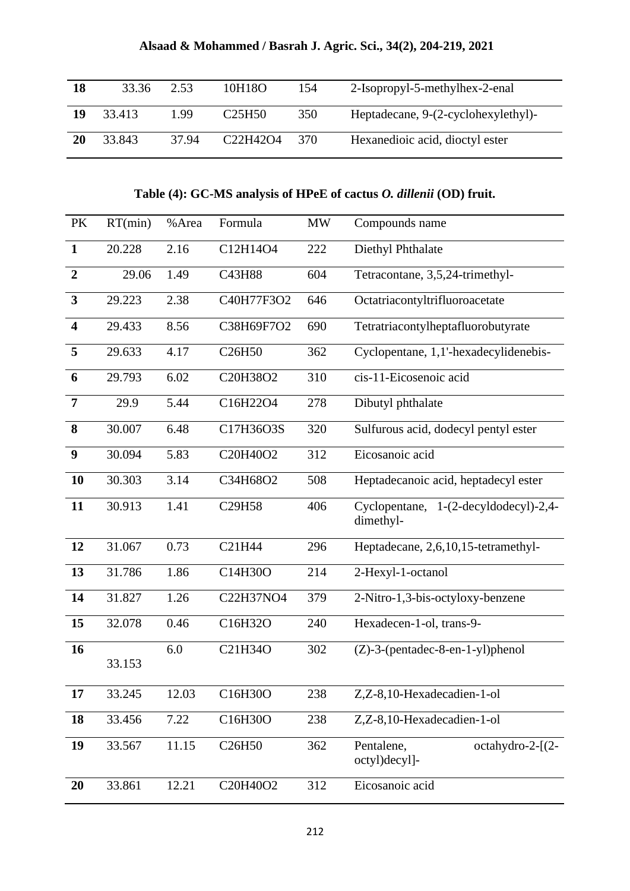| | | | | | |
|---|---|---|---|---|---|
| **18** | 33.36 | 2.53 | 10H18O | 154 | 2-Isopropyl-5-methylhex-2-enal |
| **19** | 33.413 | 1.99 | $C_{25}H_{50}$ | 350 | Heptadecane, 9-(2-cyclohexylethyl)- |
| **20** | 33.843 | 37.94 | $C_{22}H_{42}O_4$ | 370 | Hexanedioic acid, dioctyl ester |

**Table (4): GC-MS analysis of HPeE of cactus *O. dillenii* (OD) fruit.**

| PK | RT(min) | %Area | Formula | MW | Compounds name |
|---|---|---|---|---|---|
| **1** | 20.228 | 2.16 | $C_{12}H_{14}O_4$ | 222 | Diethyl Phthalate |
| **2** | 29.06 | 1.49 | $C_{43}H_{88}$ | 604 | Tetracontane, 3,5,24-trimethyl- |
| **3** | 29.223 | 2.38 | $C_{40}H_{77}F_3O_2$ | 646 | Octatriacontyltrifluoroacetate |
| **4** | 29.433 | 8.56 | $C_{38}H_{69}F_7O_2$ | 690 | Tetratriacontylheptafluorobutyrate |
| **5** | 29.633 | 4.17 | $C_{26}H_{50}$ | 362 | Cyclopentane, 1,1'-hexadecylidenebis- |
| **6** | 29.793 | 6.02 | $C_{20}H_{38}O_2$ | 310 | cis-11-Eicosenoic acid |
| **7** | 29.9 | 5.44 | $C_{16}H_{22}O_4$ | 278 | Dibutyl phthalate |
| **8** | 30.007 | 6.48 | $C_{17}H_{36}O_3S$ | 320 | Sulfurous acid, dodecyl pentyl ester |
| **9** | 30.094 | 5.83 | $C_{20}H_{40}O_2$ | 312 | Eicosanoic acid |
| **10** | 30.303 | 3.14 | $C_{34}H_{68}O_2$ | 508 | Heptadecanoic acid, heptadecyl ester |
| **11** | 30.913 | 1.41 | $C_{29}H_{58}$ | 406 | Cyclopentane, 1-(2-decyldodecyl)-2,4-dimethyl- |
| **12** | 31.067 | 0.73 | $C_{21}H_{44}$ | 296 | Heptadecane, 2,6,10,15-tetramethyl- |
| **13** | 31.786 | 1.86 | $C_{14}H_{30}O$ | 214 | 2-Hexyl-1-octanol |
| **14** | 31.827 | 1.26 | $C_{22}H_{37}NO_4$ | 379 | 2-Nitro-1,3-bis-octyloxy-benzene |
| **15** | 32.078 | 0.46 | $C_{16}H_{32}O$ | 240 | Hexadecen-1-ol, trans-9- |
| **16** | 33.153 | 6.0 | $C_{21}H_{34}O$ | 302 | (Z)-3-(pentadec-8-en-1-yl)phenol |
| **17** | 33.245 | 12.03 | $C_{16}H_{30}O$ | 238 | Z,Z-8,10-Hexadecadien-1-ol |
| **18** | 33.456 | 7.22 | $C_{16}H_{30}O$ | 238 | Z,Z-8,10-Hexadecadien-1-ol |
| **19** | 33.567 | 11.15 | $C_{26}H_{50}$ | 362 | Pentalene, octahydro-2-[(2-octyl)decyl]- |
| **20** | 33.861 | 12.21 | $C_{20}H_{40}O_2$ | 312 | Eicosanoic acid |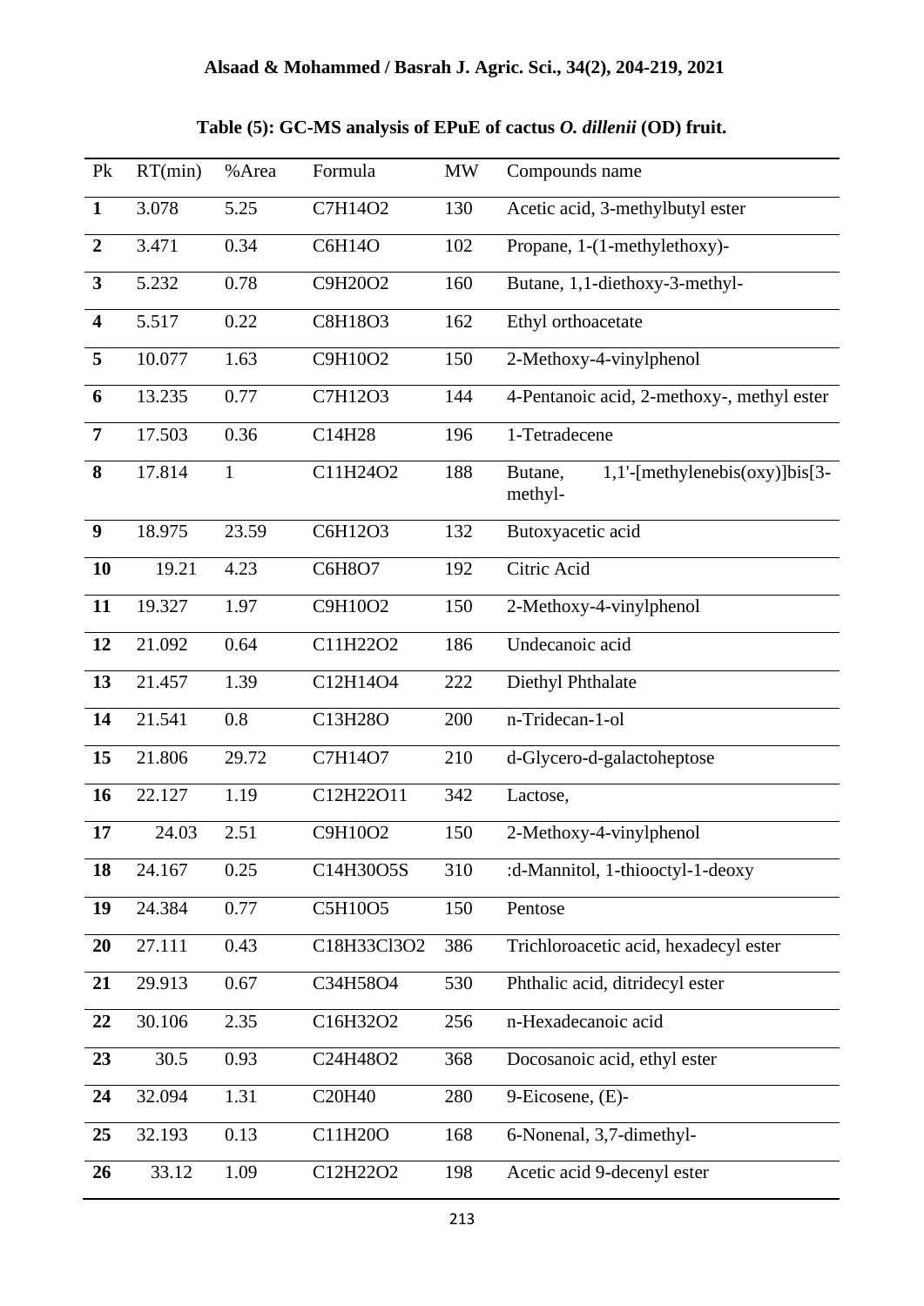**Table (5): GC-MS analysis of EPuE of cactus *O. dillenii* (OD) fruit.**

| Pk | RT(min) | %Area | Formula | MW | Compounds name |
|---|---|---|---|---|---|
| **1** | 3.078 | 5.25 | $C_7H_{14}O_2$ | 130 | Acetic acid, 3-methylbutyl ester |
| **2** | 3.471 | 0.34 | $C_6H_{14}O$ | 102 | Propane, 1-(1-methylethoxy)- |
| **3** | 5.232 | 0.78 | $C_9H_{20}O_2$ | 160 | Butane, 1,1-diethoxy-3-methyl- |
| **4** | 5.517 | 0.22 | $C_8H_{18}O_3$ | 162 | Ethyl orthoacetate |
| **5** | 10.077 | 1.63 | $C_9H_{10}O_2$ | 150 | 2-Methoxy-4-vinylphenol |
| **6** | 13.235 | 0.77 | $C_7H_{12}O_3$ | 144 | 4-Pentanoic acid, 2-methoxy-, methyl ester |
| **7** | 17.503 | 0.36 | $C_{14}H_{28}$ | 196 | 1-Tetradecene |
| **8** | 17.814 | 1 | $C_{11}H_{24}O_2$ | 188 | Butane, 1,1'-[methylenebis(oxy)]bis[3-methyl- |
| **9** | 18.975 | 23.59 | $C_6H_{12}O_3$ | 132 | Butoxyacetic acid |
| **10** | 19.21 | 4.23 | $C_6H_8O_7$ | 192 | Citric Acid |
| **11** | 19.327 | 1.97 | $C_9H_{10}O_2$ | 150 | 2-Methoxy-4-vinylphenol |
| **12** | 21.092 | 0.64 | $C_{11}H_{22}O_2$ | 186 | Undecanoic acid |
| **13** | 21.457 | 1.39 | $C_{12}H_{14}O_4$ | 222 | Diethyl Phthalate |
| **14** | 21.541 | 0.8 | $C_{13}H_{28}O$ | 200 | n-Tridecan-1-ol |
| **15** | 21.806 | 29.72 | $C_7H_{14}O_7$ | 210 | d-Glycero-d-galactoheptose |
| **16** | 22.127 | 1.19 | $C_{12}H_{22}O_{11}$ | 342 | Lactose, |
| **17** | 24.03 | 2.51 | $C_9H_{10}O_2$ | 150 | 2-Methoxy-4-vinylphenol |
| **18** | 24.167 | 0.25 | $C_{14}H_{30}O_5S$ | 310 | :d-Mannitol, 1-thiooctyl-1-deoxy |
| **19** | 24.384 | 0.77 | $C_5H_{10}O_5$ | 150 | Pentose |
| **20** | 27.111 | 0.43 | $C_{18}H_{33}Cl_3O_2$ | 386 | Trichloroacetic acid, hexadecyl ester |
| **21** | 29.913 | 0.67 | $C_{34}H_{58}O_4$ | 530 | Phthalic acid, ditridecyl ester |
| **22** | 30.106 | 2.35 | $C_{16}H_{32}O_2$ | 256 | n-Hexadecanoic acid |
| **23** | 30.5 | 0.93 | $C_{24}H_{48}O_2$ | 368 | Docosanoic acid, ethyl ester |
| **24** | 32.094 | 1.31 | $C_{20}H_{40}$ | 280 | 9-Eicosene, (E)- |
| **25** | 32.193 | 0.13 | $C_{11}H_{20}O$ | 168 | 6-Nonenal, 3,7-dimethyl- |
| **26** | 33.12 | 1.09 | $C_{12}H_{22}O_2$ | 198 | Acetic acid 9-decenyl ester |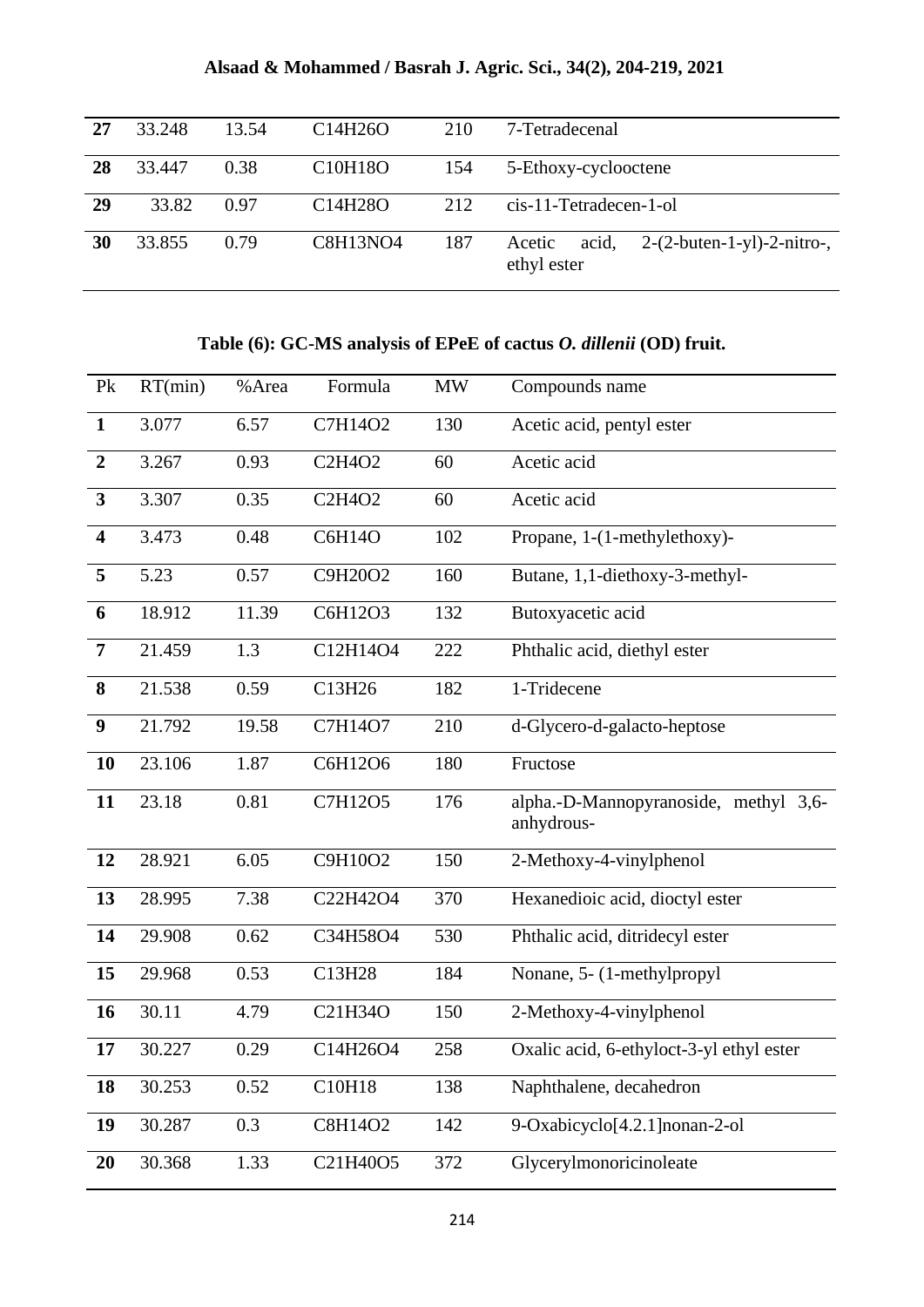| | | | | | |
|---|---|---|---|---|---|
| **27** | 33.248 | 13.54 | C14H26O | 210 | 7-Tetradecenal |
| **28** | 33.447 | 0.38 | C10H18O | 154 | 5-Ethoxy-cyclooctene |
| **29** | 33.82 | 0.97 | C14H28O | 212 | cis-11-Tetradecen-1-ol |
| **30** | 33.855 | 0.79 | C8H13NO4 | 187 | Acetic acid, 2-(2-buten-1-yl)-2-nitro-, ethyl ester |

**Table (6): GC-MS analysis of EPeE of cactus *O. dillenii* (OD) fruit.**

| Pk | RT(min) | %Area | Formula | MW | Compounds name |
|---|---|---|---|---|---|
| **1** | 3.077 | 6.57 | C7H14O2 | 130 | Acetic acid, pentyl ester |
| **2** | 3.267 | 0.93 | C2H4O2 | 60 | Acetic acid |
| **3** | 3.307 | 0.35 | C2H4O2 | 60 | Acetic acid |
| **4** | 3.473 | 0.48 | C6H14O | 102 | Propane, 1-(1-methylethoxy)- |
| **5** | 5.23 | 0.57 | C9H20O2 | 160 | Butane, 1,1-diethoxy-3-methyl- |
| **6** | 18.912 | 11.39 | C6H12O3 | 132 | Butoxyacetic acid |
| **7** | 21.459 | 1.3 | C12H14O4 | 222 | Phthalic acid, diethyl ester |
| **8** | 21.538 | 0.59 | C13H26 | 182 | 1-Tridecene |
| **9** | 21.792 | 19.58 | C7H14O7 | 210 | d-Glycero-d-galacto-heptose |
| **10** | 23.106 | 1.87 | C6H12O6 | 180 | Fructose |
| **11** | 23.18 | 0.81 | C7H12O5 | 176 | alpha.-D-Mannopyranoside, methyl 3,6-anhydrous- |
| **12** | 28.921 | 6.05 | C9H10O2 | 150 | 2-Methoxy-4-vinylphenol |
| **13** | 28.995 | 7.38 | C22H42O4 | 370 | Hexanedioic acid, dioctyl ester |
| **14** | 29.908 | 0.62 | C34H58O4 | 530 | Phthalic acid, ditridecyl ester |
| **15** | 29.968 | 0.53 | C13H28 | 184 | Nonane, 5- (1-methylpropyl |
| **16** | 30.11 | 4.79 | C21H34O | 150 | 2-Methoxy-4-vinylphenol |
| **17** | 30.227 | 0.29 | C14H26O4 | 258 | Oxalic acid, 6-ethyloct-3-yl ethyl ester |
| **18** | 30.253 | 0.52 | C10H18 | 138 | Naphthalene, decahedron |
| **19** | 30.287 | 0.3 | C8H14O2 | 142 | 9-Oxabicyclo[4.2.1]nonan-2-ol |
| **20** | 30.368 | 1.33 | C21H40O5 | 372 | Glycerylmonoricinoleate |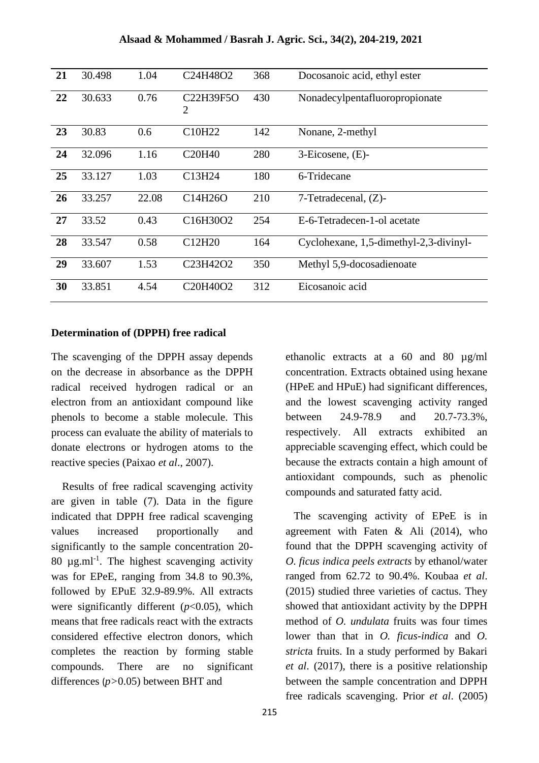| | | | | | |
|---|---|---|---|---|---|
| **21** | 30.498 | 1.04 | $C_{24}H_{48}O_2$ | 368 | Docosanoic acid, ethyl ester |
| **22** | 30.633 | 0.76 | $C_{22}H_{39}F_5O_2$ | 430 | Nonadecylpentafluoropropionate |
| **23** | 30.83 | 0.6 | $C_{10}H_{22}$ | 142 | Nonane, 2-methyl |
| **24** | 32.096 | 1.16 | $C_{20}H_{40}$ | 280 | 3-Eicosene, (E)- |
| **25** | 33.127 | 1.03 | $C_{13}H_{24}$ | 180 | 6-Tridecane |
| **26** | 33.257 | 22.08 | $C_{14}H_{26}O$ | 210 | 7-Tetradecenal, (Z)- |
| **27** | 33.52 | 0.43 | $C_{16}H_{30}O_2$ | 254 | E-6-Tetradecen-1-ol acetate |
| **28** | 33.547 | 0.58 | $C_{12}H_{20}$ | 164 | Cyclohexane, 1,5-dimethyl-2,3-divinyl- |
| **29** | 33.607 | 1.53 | $C_{23}H_{42}O_2$ | 350 | Methyl 5,9-docosadienoate |
| **30** | 33.851 | 4.54 | $C_{20}H_{40}O_2$ | 312 | Eicosanoic acid |

**Determination of (DPPH) free radical**

The scavenging of the DPPH assay depends on the decrease in absorbance as the DPPH radical received hydrogen radical or an electron from an antioxidant compound like phenols to become a stable molecule. This process can evaluate the ability of materials to donate electrons or hydrogen atoms to the reactive species (Paixao *et al*., 2007).

Results of free radical scavenging activity are given in table (7). Data in the figure indicated that DPPH free radical scavenging values increased proportionally and significantly to the sample concentration 20-80 µg.ml$^{-1}$. The highest scavenging activity was for EPeE, ranging from 34.8 to 90.3%, followed by EPuE 32.9-89.9%. All extracts were significantly different ($p$<0.05), which means that free radicals react with the extracts considered effective electron donors, which completes the reaction by forming stable compounds. There are no significant differences ($p$>0.05) between BHT and ethanolic extracts at a 60 and 80 µg/ml concentration. Extracts obtained using hexane (HPeE and HPuE) had significant differences, and the lowest scavenging activity ranged between 24.9-78.9 and 20.7-73.3%, respectively. All extracts exhibited an appreciable scavenging effect, which could be because the extracts contain a high amount of antioxidant compounds, such as phenolic compounds and saturated fatty acid.

The scavenging activity of EPeE is in agreement with Faten & Ali (2014), who found that the DPPH scavenging activity of *O. ficus indica peels extracts* by ethanol/water ranged from 62.72 to 90.4%. Koubaa *et al*. (2015) studied three varieties of cactus. They showed that antioxidant activity by the DPPH method of *O. undulata* fruits was four times lower than that in *O. ficus-indica* and *O. stricta* fruits. In a study performed by Bakari *et al*. (2017), there is a positive relationship between the sample concentration and DPPH free radicals scavenging. Prior *et al*. (2005)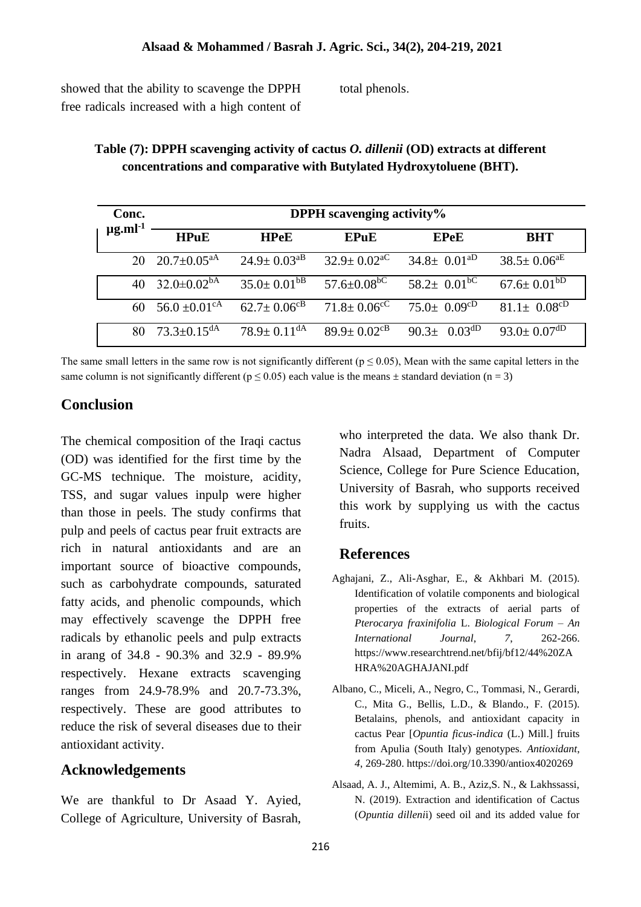showed that the ability to scavenge the DPPH free radicals increased with a high content of total phenols.

**Table (7): DPPH scavenging activity of cactus *O. dillenii* (OD) extracts at different concentrations and comparative with Butylated Hydroxytoluene (BHT).**

| Conc. $\mu g.ml^{-1}$ | DPPH scavenging activity% | | | | |
|---|---|---|---|---|---|
| | **HPuE** | **HPeE** | **EPuE** | **EPeE** | **BHT** |
| 20 | $20.7\pm0.05^{aA}$ | $24.9\pm0.03^{aB}$ | $32.9\pm0.02^{aC}$ | $34.8\pm0.01^{aD}$ | $38.5\pm0.06^{aE}$ |
| 40 | $32.0\pm0.02^{bA}$ | $35.0\pm0.01^{bB}$ | $57.6\pm0.08^{bC}$ | $58.2\pm0.01^{bC}$ | $67.6\pm0.01^{bD}$ |
| 60 | $56.0\pm0.01^{cA}$ | $62.7\pm0.06^{cB}$ | $71.8\pm0.06^{cC}$ | $75.0\pm0.09^{cD}$ | $81.1\pm0.08^{cD}$ |
| 80 | $73.3\pm0.15^{dA}$ | $78.9\pm0.11^{dA}$ | $89.9\pm0.02^{cB}$ | $90.3\pm0.03^{dD}$ | $93.0\pm0.07^{dD}$ |

The same small letters in the same row is not significantly different ($p \leq 0.05$), Mean with the same capital letters in the same column is not significantly different ($p \leq 0.05$) each value is the means ± standard deviation ($n = 3$)

## Conclusion

The chemical composition of the Iraqi cactus (OD) was identified for the first time by the GC-MS technique. The moisture, acidity, TSS, and sugar values inpulp were higher than those in peels. The study confirms that pulp and peels of cactus pear fruit extracts are rich in natural antioxidants and are an important source of bioactive compounds, such as carbohydrate compounds, saturated fatty acids, and phenolic compounds, which may effectively scavenge the DPPH free radicals by ethanolic peels and pulp extracts in arang of 34.8 - 90.3% and 32.9 - 89.9% respectively. Hexane extracts scavenging ranges from 24.9-78.9% and 20.7-73.3%, respectively. These are good attributes to reduce the risk of several diseases due to their antioxidant activity.

## Acknowledgements

We are thankful to Dr Asaad Y. Ayied, College of Agriculture, University of Basrah, who interpreted the data. We also thank Dr. Nadra Alsaad, Department of Computer Science, College for Pure Science Education, University of Basrah, who supports received this work by supplying us with the cactus fruits.

## References

Aghajani, Z., Ali-Asghar, E., & Akhbari M. (2015). Identification of volatile components and biological properties of the extracts of aerial parts of *Pterocarya fraxinifolia* L. *Biological Forum – An International Journal*, *7*, 262-266. https://www.researchtrend.net/bfij/bf12/44%20ZAHRA%20AGHAJANI.pdf

Albano, C., Miceli, A., Negro, C., Tommasi, N., Gerardi, C., Mita G., Bellis, L.D., & Blando., F. (2015). Betalains, phenols, and antioxidant capacity in cactus Pear [*Opuntia ficus-indica* (L.) Mill.] fruits from Apulia (South Italy) genotypes. *Antioxidant*, *4*, 269-280. https://doi.org/10.3390/antiox4020269

Alsaad, A. J., Altemimi, A. B., Aziz,S. N., & Lakhssassi, N. (2019). Extraction and identification of Cactus (*Opuntia dillenii*) seed oil and its added value for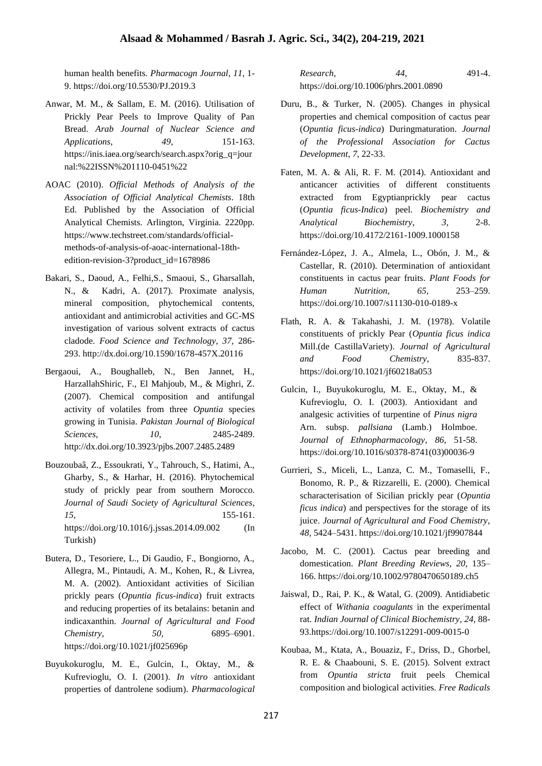human health benefits. *Pharmacogn Journal*, *11*, 1-9. https://doi.org/10.5530/PJ.2019.3

Anwar, M. M., & Sallam, E. M. (2016). Utilisation of Prickly Pear Peels to Improve Quality of Pan Bread. *Arab Journal of Nuclear Science and Applications*, *49*, 151-163. https://inis.iaea.org/search/search.aspx?orig_q=journal:%22ISSN%201110-0451%22

AOAC (2010). *Official Methods of Analysis of the Association of Official Analytical Chemists*. 18th Ed. Published by the Association of Official Analytical Chemists. Arlington, Virginia. 2220pp. https://www.techstreet.com/standards/official-methods-of-analysis-of-aoac-international-18th-edition-revision-3?product_id=1678986

Bakari, S., Daoud, A., Felhi,S., Smaoui, S., Gharsallah, N., & Kadri, A. (2017). Proximate analysis, mineral composition, phytochemical contents, antioxidant and antimicrobial activities and GC-MS investigation of various solvent extracts of cactus cladode. *Food Science and Technology*, *37*, 286-293. http://dx.doi.org/10.1590/1678-457X.20116

Bergaoui, A., Boughalleb, N., Ben Jannet, H., HarzallahShiric, F., El Mahjoub, M., & Mighri, Z. (2007). Chemical composition and antifungal activity of volatiles from three *Opuntia* species growing in Tunisia. *Pakistan Journal of Biological Sciences*, *10*, 2485-2489. http://dx.doi.org/10.3923/pjbs.2007.2485.2489

Bouzoubaâ, Z., Essoukrati, Y., Tahrouch, S., Hatimi, A., Gharby, S., & Harhar, H. (2016). Phytochemical study of prickly pear from southern Morocco. *Journal of Saudi Society of Agricultural Sciences*, *15*, 155-161. https://doi.org/10.1016/j.jssas.2014.09.002 (In Turkish)

Butera, D., Tesoriere, L., Di Gaudio, F., Bongiorno, A., Allegra, M., Pintaudi, A. M., Kohen, R., & Livrea, M. A. (2002). Antioxidant activities of Sicilian prickly pears (*Opuntia ficus-indica*) fruit extracts and reducing properties of its betalains: betanin and indicaxanthin. *Journal of Agricultural and Food Chemistry*, *50*, 6895–6901. https://doi.org/10.1021/jf025696p

Buyukokuroglu, M. E., Gulcin, I., Oktay, M., & Kufrevioglu, O. I. (2001). *In vitro* antioxidant properties of dantrolene sodium). *Pharmacological Research*, *44*, 491-4. https://doi.org/10.1006/phrs.2001.0890

Duru, B., & Turker, N. (2005). Changes in physical properties and chemical composition of cactus pear (*Opuntia ficus-indica*) Duringmaturation. *Journal of the Professional Association for Cactus Development*, *7*, 22-33.

Faten, M. A. & Ali, R. F. M. (2014). Antioxidant and anticancer activities of different constituents extracted from Egyptianprickly pear cactus (*Opuntia ficus-Indica*) peel. *Biochemistry and Analytical Biochemistry*, *3*, 2-8. https://doi.org/10.4172/2161-1009.1000158

Fernández-López, J. A., Almela, L., Obón, J. M., & Castellar, R. (2010). Determination of antioxidant constituents in cactus pear fruits. *Plant Foods for Human Nutrition*, *65*, 253–259. https://doi.org/10.1007/s11130-010-0189-x

Flath, R. A. & Takahashi, J. M. (1978). Volatile constituents of prickly Pear (*Opuntia ficus indica* Mill.(de CastillaVariety). *Journal of Agricultural and Food Chemistry*, 835-837. https://doi.org/10.1021/jf60218a053

Gulcin, I., Buyukokuroglu, M. E., Oktay, M., & Kufrevioglu, O. I. (2003). Antioxidant and analgesic activities of turpentine of *Pinus nigra* Arn. subsp. *pallsiana* (Lamb.) Holmboe. *Journal of Ethnopharmacology*, *86*, 51-58. https://doi.org/10.1016/s0378-8741(03)00036-9

Gurrieri, S., Miceli, L., Lanza, C. M., Tomaselli, F., Bonomo, R. P., & Rizzarelli, E. (2000). Chemical scharacterisation of Sicilian prickly pear (*Opuntia ficus indica*) and perspectives for the storage of its juice. *Journal of Agricultural and Food Chemistry*, *48*, 5424–5431. https://doi.org/10.1021/jf9907844

Jacobo, M. C. (2001). Cactus pear breeding and domestication. *Plant Breeding Reviews*, *20*, 135–166. https://doi.org/10.1002/9780470650189.ch5

Jaiswal, D., Rai, P. K., & Watal, G. (2009). Antidiabetic effect of *Withania coagulants* in the experimental rat. *Indian Journal of Clinical Biochemistry*, *24*, 88-93.https://doi.org/10.1007/s12291-009-0015-0

Koubaa, M., Ktata, A., Bouaziz, F., Driss, D., Ghorbel, R. E. & Chaabouni, S. E. (2015). Solvent extract from *Opuntia stricta* fruit peels Chemical composition and biological activities. *Free Radicals*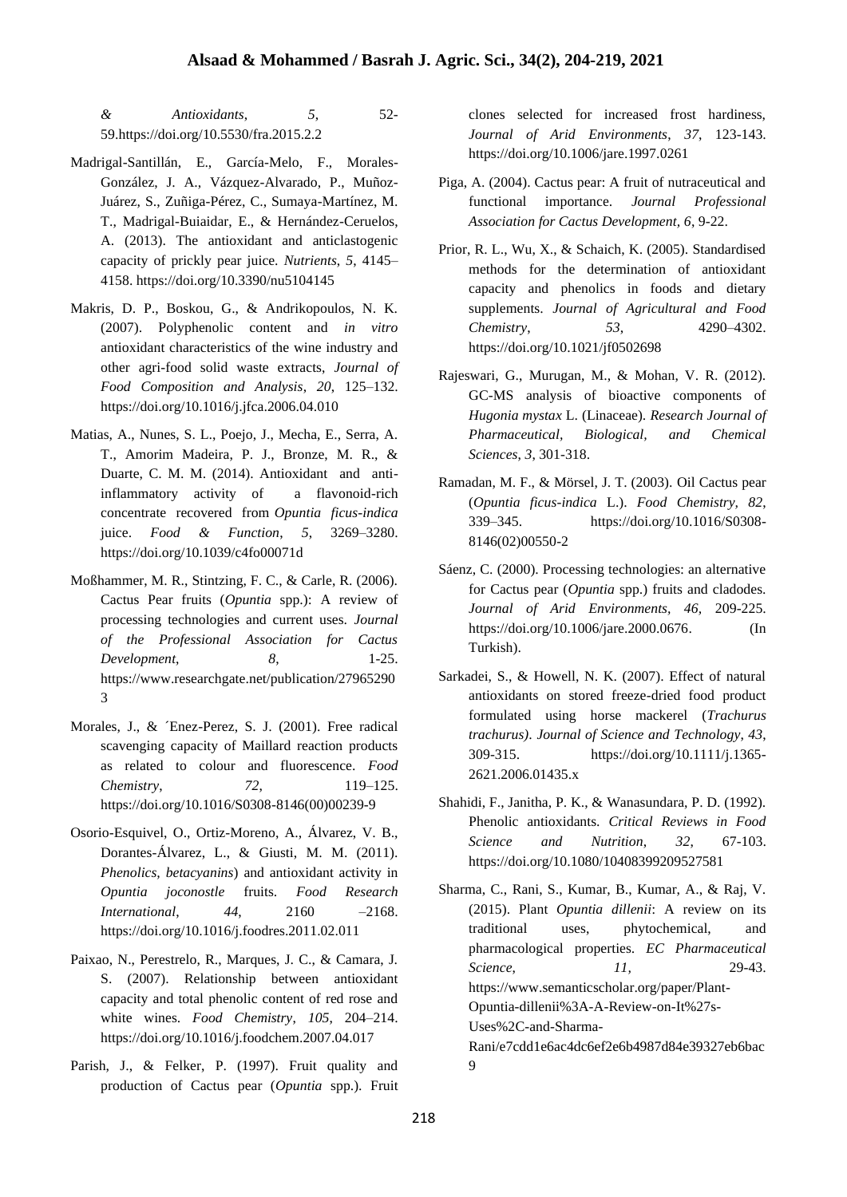*& Antioxidants*, *5*, 52-59.https://doi.org/10.5530/fra.2015.2.2

Madrigal-Santillán, E., García-Melo, F., Morales-González, J. A., Vázquez-Alvarado, P., Muñoz-Juárez, S., Zuñiga-Pérez, C., Sumaya-Martínez, M. T., Madrigal-Buiaidar, E., & Hernández-Ceruelos, A. (2013). The antioxidant and anticlastogenic capacity of prickly pear juice. *Nutrients*, *5*, 4145–4158. https://doi.org/10.3390/nu5104145

Makris, D. P., Boskou, G., & Andrikopoulos, N. K. (2007). Polyphenolic content and *in vitro* antioxidant characteristics of the wine industry and other agri-food solid waste extracts, *Journal of Food Composition and Analysis*, *20*, 125–132. https://doi.org/10.1016/j.jfca.2006.04.010

Matias, A., Nunes, S. L., Poejo, J., Mecha, E., Serra, A. T., Amorim Madeira, P. J., Bronze, M. R., & Duarte, C. M. M. (2014). Antioxidant and anti-inflammatory activity of a flavonoid-rich concentrate recovered from *Opuntia ficus-indica* juice. *Food & Function*, *5*, 3269–3280. https://doi.org/10.1039/c4fo00071d

Moßhammer, M. R., Stintzing, F. C., & Carle, R. (2006). Cactus Pear fruits (*Opuntia* spp.): A review of processing technologies and current uses. *Journal of the Professional Association for Cactus Development*, *8*, 1-25. https://www.researchgate.net/publication/279652903

Morales, J., & ´Enez-Perez, S. J. (2001). Free radical scavenging capacity of Maillard reaction products as related to colour and fluorescence. *Food Chemistry*, *72*, 119–125. https://doi.org/10.1016/S0308-8146(00)00239-9

Osorio-Esquivel, O., Ortiz-Moreno, A., Álvarez, V. B., Dorantes-Álvarez, L., & Giusti, M. M. (2011). *Phenolics, betacyanins*) and antioxidant activity in *Opuntia joconostle* fruits. *Food Research International*, *44*, 2160 –2168. https://doi.org/10.1016/j.foodres.2011.02.011

Paixao, N., Perestrelo, R., Marques, J. C., & Camara, J. S. (2007). Relationship between antioxidant capacity and total phenolic content of red rose and white wines. *Food Chemistry*, *105*, 204–214. https://doi.org/10.1016/j.foodchem.2007.04.017

Parish, J., & Felker, P. (1997). Fruit quality and production of Cactus pear (*Opuntia* spp.). Fruit clones selected for increased frost hardiness, *Journal of Arid Environments*, *37*, 123-143. https://doi.org/10.1006/jare.1997.0261

Piga, A. (2004). Cactus pear: A fruit of nutraceutical and functional importance. *Journal Professional Association for Cactus Development*, *6*, 9-22.

Prior, R. L., Wu, X., & Schaich, K. (2005). Standardised methods for the determination of antioxidant capacity and phenolics in foods and dietary supplements. *Journal of Agricultural and Food Chemistry*, *53*, 4290–4302. https://doi.org/10.1021/jf0502698

Rajeswari, G., Murugan, M., & Mohan, V. R. (2012). GC-MS analysis of bioactive components of *Hugonia mystax* L. (Linaceae). *Research Journal of Pharmaceutical, Biological, and Chemical Sciences*, *3*, 301-318.

Ramadan, M. F., & Mörsel, J. T. (2003). Oil Cactus pear (*Opuntia ficus-indica* L.). *Food Chemistry, 82*, 339–345. https://doi.org/10.1016/S0308-8146(02)00550-2

Sáenz, C. (2000). Processing technologies: an alternative for Cactus pear (*Opuntia* spp.) fruits and cladodes. *Journal of Arid Environments*, *46*, 209-225. https://doi.org/10.1006/jare.2000.0676. (In Turkish).

Sarkadei, S., & Howell, N. K. (2007). Effect of natural antioxidants on stored freeze-dried food product formulated using horse mackerel (*Trachurus trachurus)*. *Journal of Science and Technology*, *43*, 309-315. https://doi.org/10.1111/j.1365-2621.2006.01435.x

Shahidi, F., Janitha, P. K., & Wanasundara, P. D. (1992). Phenolic antioxidants. *Critical Reviews in Food Science and Nutrition*, *32*, 67-103. https://doi.org/10.1080/10408399209527581

Sharma, C., Rani, S., Kumar, B., Kumar, A., & Raj, V. (2015). Plant *Opuntia dillenii*: A review on its traditional uses, phytochemical, and pharmacological properties. *EC Pharmaceutical Science*, *11*, 29-43. https://www.semanticscholar.org/paper/Plant-Opuntia-dillenii%3A-A-Review-on-It%27s-Uses%2C-and-Sharma-Rani/e7cdd1e6ac4dc6ef2e6b4987d84e39327eb6bac9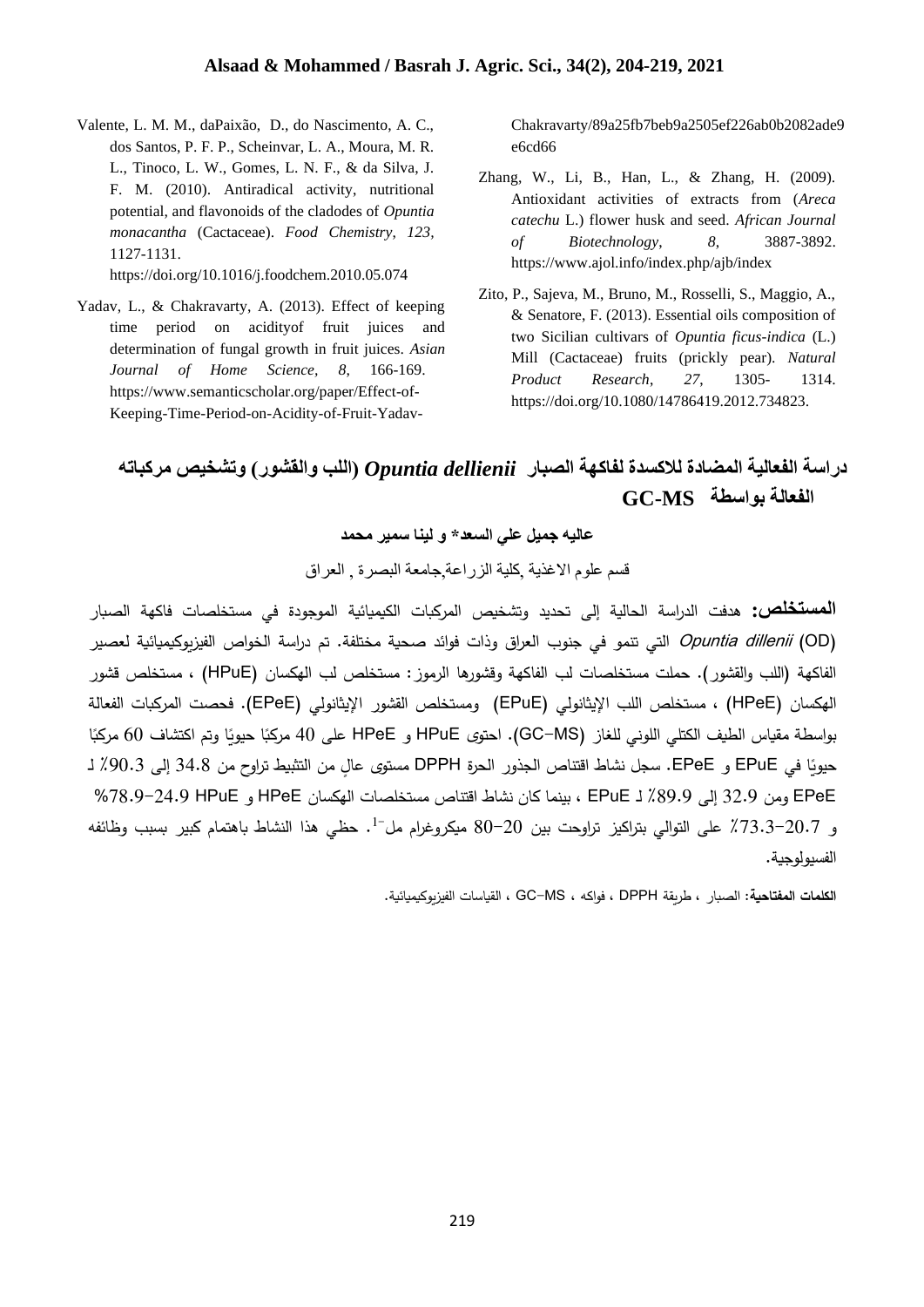Valente, L. M. M., daPaixão, D., do Nascimento, A. C., dos Santos, P. F. P., Scheinvar, L. A., Moura, M. R. L., Tinoco, L. W., Gomes, L. N. F., & da Silva, J. F. M. (2010). Antiradical activity, nutritional potential, and flavonoids of the cladodes of *Opuntia monacantha* (Cactaceae). *Food Chemistry*, *123*, 1127-1131. https://doi.org/10.1016/j.foodchem.2010.05.074

Yadav, L., & Chakravarty, A. (2013). Effect of keeping time period on acidityof fruit juices and determination of fungal growth in fruit juices. *Asian Journal of Home Science*, *8*, 166-169. https://www.semanticscholar.org/paper/Effect-of-Keeping-Time-Period-on-Acidity-of-Fruit-Yadav-Chakravarty/89a25fb7beb9a2505ef226ab0b2082ade9e6cd66

Zhang, W., Li, B., Han, L., & Zhang, H. (2009). Antioxidant activities of extracts from (*Areca catechu* L.) flower husk and seed. *African Journal of Biotechnology*, *8*, 3887-3892. https://www.ajol.info/index.php/ajb/index

Zito, P., Sajeva, M., Bruno, M., Rosselli, S., Maggio, A., & Senatore, F. (2013). Essential oils composition of two Sicilian cultivars of *Opuntia ficus-indica* (L.) Mill (Cactaceae) fruits (prickly pear). *Natural Product Research*, *27*, 1305- 1314. https://doi.org/10.1080/14786419.2012.734823.

# دراسة الفعالية المضادة للاكسدة لفاكهة الصبار *Opuntia dellienii* (اللب والقشور) وتشخيص مركباته الفعالة بواسطة GC-MS

**عاليه جميل علي السعد\* و لينا سمير محمد**

قسم علوم الاغذية ,كلية الزراعة,جامعة البصرة , العراق

**المستخلص:** هدفت الدراسة الحالية إلى تحديد وتشخيص المركبات الكيميائية الموجودة في مستخلصات فاكهة الصبار *Opuntia dillenii* (OD) التي تنمو في جنوب العراق وذات فوائد صحية مختلفة. تم دراسة الخواص الفيزيوكيميائية لعصير الفاكهة (اللب والقشور). حملت مستخلصات لب الفاكهة وقشورها الرموز: مستخلص لب الهكسان (HPuE) ، مستخلص قشور الهكسان (HPeE) ، مستخلص اللب الإيثانولي (EPuE) ومستخلص القشور الإيثانولي (EPeE). فحصت المركبات الفعالة بواسطة مقياس الطيف الكتلي اللوني للغاز (GC-MS). احتوى HPuE و HPeE على 40 مركبًا حيويًا وتم اكتشاف 60 مركبًا حيويًا في EPuE و EPeE. سجل نشاط اقتناص الجذور الحرة DPPH مستوى عالٍ من التثبيط تراوح من 34.8 إلى 90.3٪ لـ EPeE ومن 32.9 إلى 89.9٪ لـ EPuE ، بينما كان نشاط اقتناص مستخلصات الهكسان HPeE و HPuE 24.9-78.9% و 20.7-73.3٪ على التوالي بتراكيز تراوحت بين 20-80 ميكروغرام مل$^{-1}$. حظي هذا النشاط باهتمام كبير بسبب وظائفه الفسيولوجية.

**الكلمات المفتاحية:** الصبار ، طريقة DPPH ، فواكه ، GC-MS ، القياسات الفيزيوكيميائية.